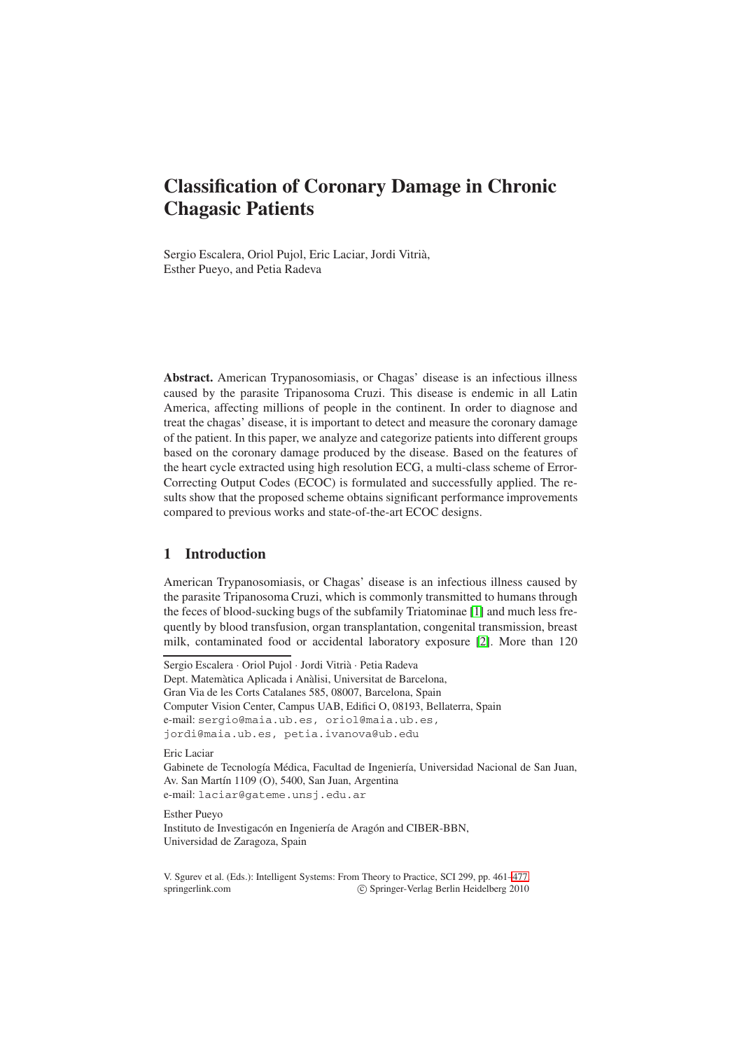# Classification of Coronary Damage in Chronic Chagasic Patients

Sergio Escalera, Oriol Pujol, Eric Laciar, Jordi Vitrià, Esther Pueyo, and Petia Radeva

**Abstract.** American Trypanosomiasis, or Chagas' disease is an infectious illness caused by the parasite Tripanosoma Cruzi. This disease is endemic in all Latin America, affecting millions of people in the continent. In order to diagnose and treat the chagas' disease, it is important to detect and measure the coronary damage of the patient. In this paper, we analyze and categorize patients into different groups based on the coronary damage produced by the disease. Based on the features of the heart cycle extracted using high resolution ECG, a multi-class scheme of Error-Correcting Output Codes (ECOC) is formulated and successfully applied. The results show that the proposed scheme obtains significant performance improvements compared to previous works and state-of-the-art ECOC designs.

## 1 Introduction

American Trypanosomiasis, or Chagas' disease is an infectious illness caused by the parasite Tripanosoma Cruzi, which is commonly transmitted to humans through the feces of blood-sucking bugs of the subfamily Triatominae [1] and much less frequently by blood transfusion, organ transplantation, congenital transmission, breast milk, contaminated food or accidental laboratory exposure [2]. More than 120

---

Sergio Escalera · Oriol Pujol · Jordi Vitrià · Petia Radeva
Dept. Matemàtica Aplicada i Anàlisi, Universitat de Barcelona,
Gran Via de les Corts Catalanes 585, 08007, Barcelona, Spain
Computer Vision Center, Campus UAB, Edifici O, 08193, Bellaterra, Spain
e-mail: sergio@maia.ub.es, oriol@maia.ub.es, jordi@maia.ub.es, petia.ivanova@ub.edu

Eric Laciar
Gabinete de Tecnología Médica, Facultad de Ingeniería, Universidad Nacional de San Juan, Av. San Martín 1109 (O), 5400, San Juan, Argentina
e-mail: laciar@gateme.unsj.edu.ar

Esther Pueyo
Instituto de Investigacón en Ingeniería de Aragón and CIBER-BBN, Universidad de Zaragoza, Spain

V. Sgurev et al. (Eds.): Intelligent Systems: From Theory to Practice, SCI 299, pp. 461–477.
springerlink.com © Springer-Verlag Berlin Heidelberg 2010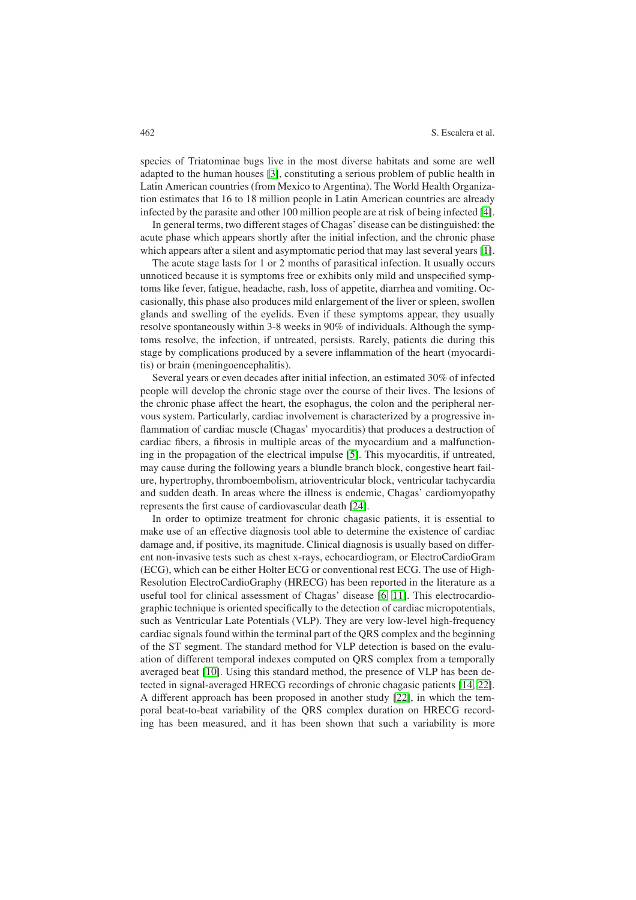species of Triatominae bugs live in the most diverse habitats and some are well adapted to the human houses [3], constituting a serious problem of public health in Latin American countries (from Mexico to Argentina). The World Health Organization estimates that 16 to 18 million people in Latin American countries are already infected by the parasite and other 100 million people are at risk of being infected [4].

In general terms, two different stages of Chagas' disease can be distinguished: the acute phase which appears shortly after the initial infection, and the chronic phase which appears after a silent and asymptomatic period that may last several years [1].

The acute stage lasts for 1 or 2 months of parasitical infection. It usually occurs unnoticed because it is symptoms free or exhibits only mild and unspecified symptoms like fever, fatigue, headache, rash, loss of appetite, diarrhea and vomiting. Occasionally, this phase also produces mild enlargement of the liver or spleen, swollen glands and swelling of the eyelids. Even if these symptoms appear, they usually resolve spontaneously within 3-8 weeks in 90% of individuals. Although the symptoms resolve, the infection, if untreated, persists. Rarely, patients die during this stage by complications produced by a severe inflammation of the heart (myocarditis) or brain (meningoencephalitis).

Several years or even decades after initial infection, an estimated 30% of infected people will develop the chronic stage over the course of their lives. The lesions of the chronic phase affect the heart, the esophagus, the colon and the peripheral nervous system. Particularly, cardiac involvement is characterized by a progressive inflammation of cardiac muscle (Chagas' myocarditis) that produces a destruction of cardiac fibers, a fibrosis in multiple areas of the myocardium and a malfunctioning in the propagation of the electrical impulse [5]. This myocarditis, if untreated, may cause during the following years a blundle branch block, congestive heart failure, hypertrophy, thromboembolism, atrioventricular block, ventricular tachycardia and sudden death. In areas where the illness is endemic, Chagas' cardiomyopathy represents the first cause of cardiovascular death [24].

In order to optimize treatment for chronic chagasic patients, it is essential to make use of an effective diagnosis tool able to determine the existence of cardiac damage and, if positive, its magnitude. Clinical diagnosis is usually based on different non-invasive tests such as chest x-rays, echocardiogram, or ElectroCardioGram (ECG), which can be either Holter ECG or conventional rest ECG. The use of High-Resolution ElectroCardioGraphy (HRECG) has been reported in the literature as a useful tool for clinical assessment of Chagas' disease [6, 11]. This electrocardiographic technique is oriented specifically to the detection of cardiac micropotentials, such as Ventricular Late Potentials (VLP). They are very low-level high-frequency cardiac signals found within the terminal part of the QRS complex and the beginning of the ST segment. The standard method for VLP detection is based on the evaluation of different temporal indexes computed on QRS complex from a temporally averaged beat [10]. Using this standard method, the presence of VLP has been detected in signal-averaged HRECG recordings of chronic chagasic patients [14, 22]. A different approach has been proposed in another study [22], in which the temporal beat-to-beat variability of the QRS complex duration on HRECG recording has been measured, and it has been shown that such a variability is more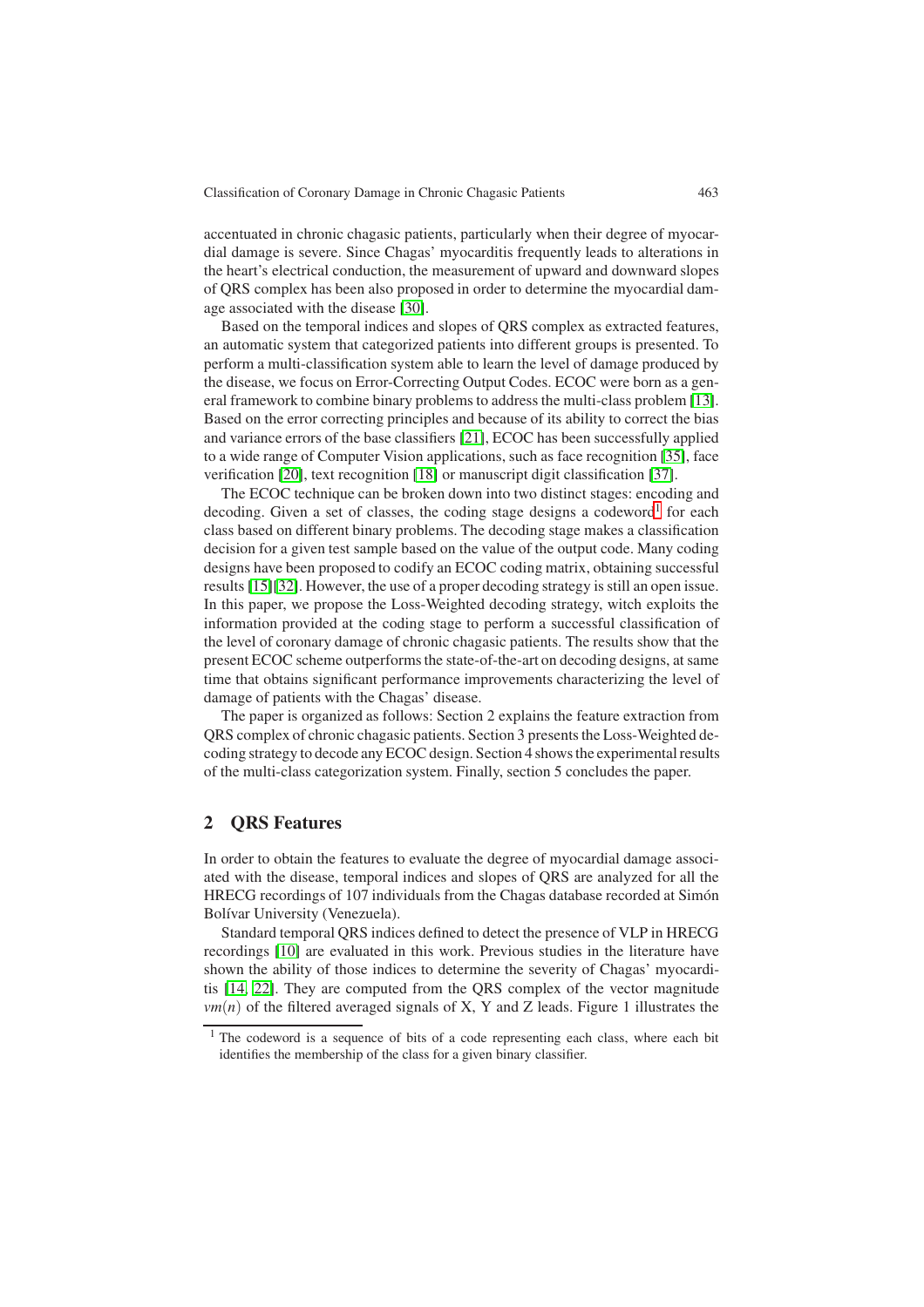accentuated in chronic chagasic patients, particularly when their degree of myocardial damage is severe. Since Chagas' myocarditis frequently leads to alterations in the heart's electrical conduction, the measurement of upward and downward slopes of QRS complex has been also proposed in order to determine the myocardial damage associated with the disease [30].

Based on the temporal indices and slopes of QRS complex as extracted features, an automatic system that categorized patients into different groups is presented. To perform a multi-classification system able to learn the level of damage produced by the disease, we focus on Error-Correcting Output Codes. ECOC were born as a general framework to combine binary problems to address the multi-class problem [13]. Based on the error correcting principles and because of its ability to correct the bias and variance errors of the base classifiers [21], ECOC has been successfully applied to a wide range of Computer Vision applications, such as face recognition [35], face verification [20], text recognition [18] or manuscript digit classification [37].

The ECOC technique can be broken down into two distinct stages: encoding and decoding. Given a set of classes, the coding stage designs a codeword[1] for each class based on different binary problems. The decoding stage makes a classification decision for a given test sample based on the value of the output code. Many coding designs have been proposed to codify an ECOC coding matrix, obtaining successful results [15][32]. However, the use of a proper decoding strategy is still an open issue. In this paper, we propose the Loss-Weighted decoding strategy, witch exploits the information provided at the coding stage to perform a successful classification of the level of coronary damage of chronic chagasic patients. The results show that the present ECOC scheme outperforms the state-of-the-art on decoding designs, at same time that obtains significant performance improvements characterizing the level of damage of patients with the Chagas' disease.

The paper is organized as follows: Section 2 explains the feature extraction from QRS complex of chronic chagasic patients. Section 3 presents the Loss-Weighted decoding strategy to decode any ECOC design. Section 4 shows the experimental results of the multi-class categorization system. Finally, section 5 concludes the paper.

## 2 QRS Features

In order to obtain the features to evaluate the degree of myocardial damage associated with the disease, temporal indices and slopes of QRS are analyzed for all the HRECG recordings of 107 individuals from the Chagas database recorded at Simón Bolívar University (Venezuela).

Standard temporal QRS indices defined to detect the presence of VLP in HRECG recordings [10] are evaluated in this work. Previous studies in the literature have shown the ability of those indices to determine the severity of Chagas' myocarditis [14, 22]. They are computed from the QRS complex of the vector magnitude $vm(n)$ of the filtered averaged signals of X, Y and Z leads. Figure 1 illustrates the

[1] The codeword is a sequence of bits of a code representing each class, where each bit identifies the membership of the class for a given binary classifier.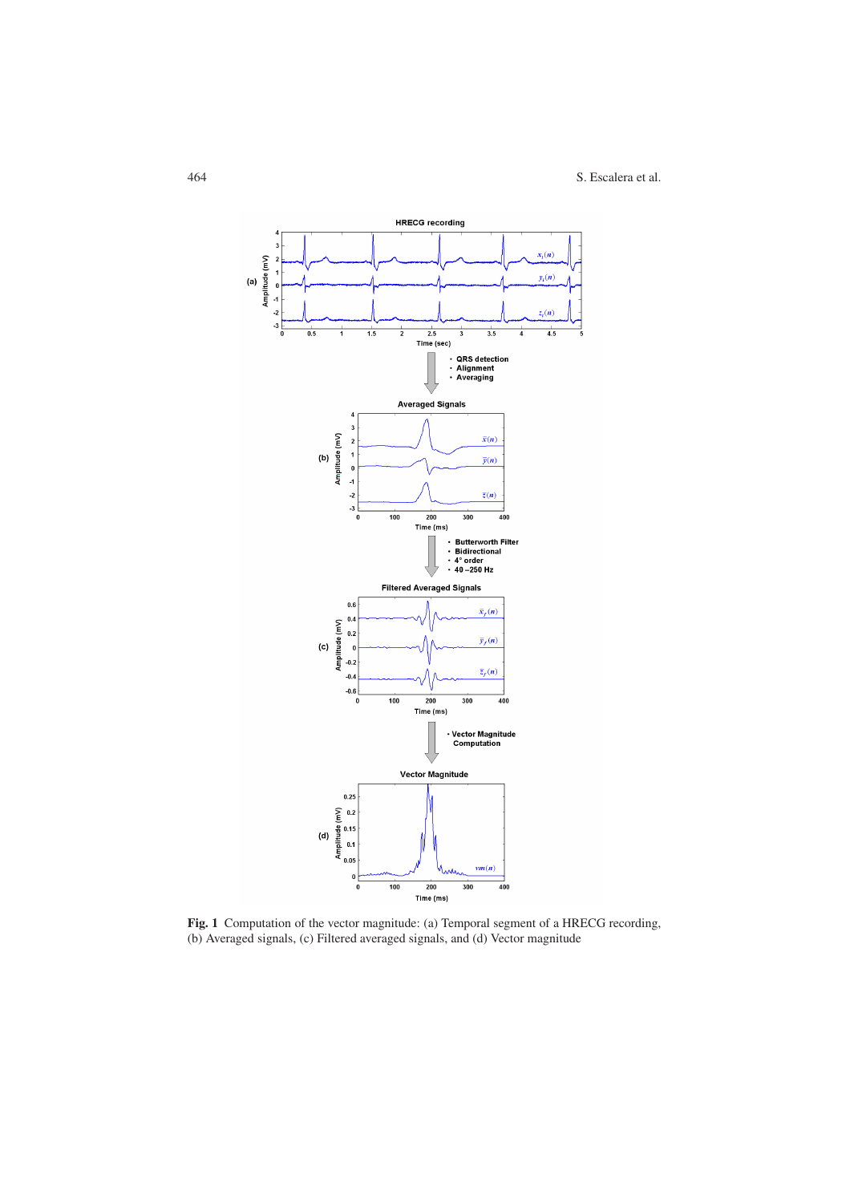**Fig. 1** Computation of the vector magnitude: (a) Temporal segment of a HRECG recording, (b) Averaged signals, (c) Filtered averaged signals, and (d) Vector magnitude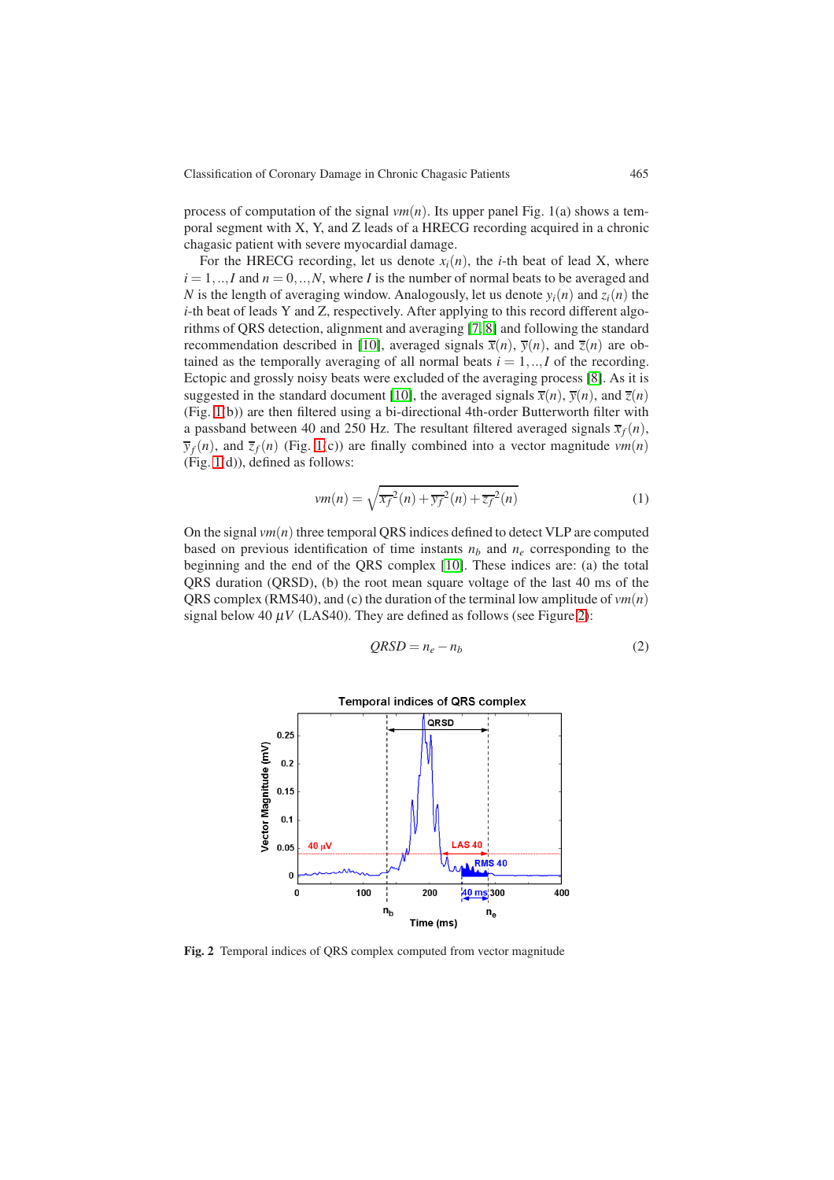process of computation of the signal $vm(n)$. Its upper panel Fig. 1(a) shows a temporal segment with X, Y, and Z leads of a HRECG recording acquired in a chronic chagasic patient with severe myocardial damage.

For the HRECG recording, let us denote $x_i(n)$, the $i$-th beat of lead X, where $i = 1,..,I$ and $n = 0,..,N$, where $I$ is the number of normal beats to be averaged and $N$ is the length of averaging window. Analogously, let us denote $y_i(n)$ and $z_i(n)$ the $i$-th beat of leads Y and Z, respectively. After applying to this record different algorithms of QRS detection, alignment and averaging [7, 8] and following the standard recommendation described in [10], averaged signals $\overline{x}(n)$, $\overline{y}(n)$, and $\overline{z}(n)$ are obtained as the temporally averaging of all normal beats $i = 1,..,I$ of the recording. Ectopic and grossly noisy beats were excluded of the averaging process [8]. As it is suggested in the standard document [10], the averaged signals $\overline{x}(n)$, $\overline{y}(n)$, and $\overline{z}(n)$ (Fig. 1(b)) are then filtered using a bi-directional 4th-order Butterworth filter with a passband between 40 and 250 Hz. The resultant filtered averaged signals $\overline{x}_f(n)$, $\overline{y}_f(n)$, and $\overline{z}_f(n)$ (Fig. 1(c)) are finally combined into a vector magnitude $vm(n)$ (Fig. 1(d)), defined as follows:

$$vm(n) = \sqrt{\overline{x_f}^2(n) + \overline{y_f}^2(n) + \overline{z_f}^2(n)} \tag{1}$$

On the signal $vm(n)$ three temporal QRS indices defined to detect VLP are computed based on previous identification of time instants $n_b$ and $n_e$ corresponding to the beginning and the end of the QRS complex [10]. These indices are: (a) the total QRS duration (QRSD), (b) the root mean square voltage of the last 40 ms of the QRS complex (RMS40), and (c) the duration of the terminal low amplitude of $vm(n)$ signal below 40 $\mu V$ (LAS40). They are defined as follows (see Figure 2):

$$QRSD = n_e - n_b \tag{2}$$

**Fig. 2** Temporal indices of QRS complex computed from vector magnitude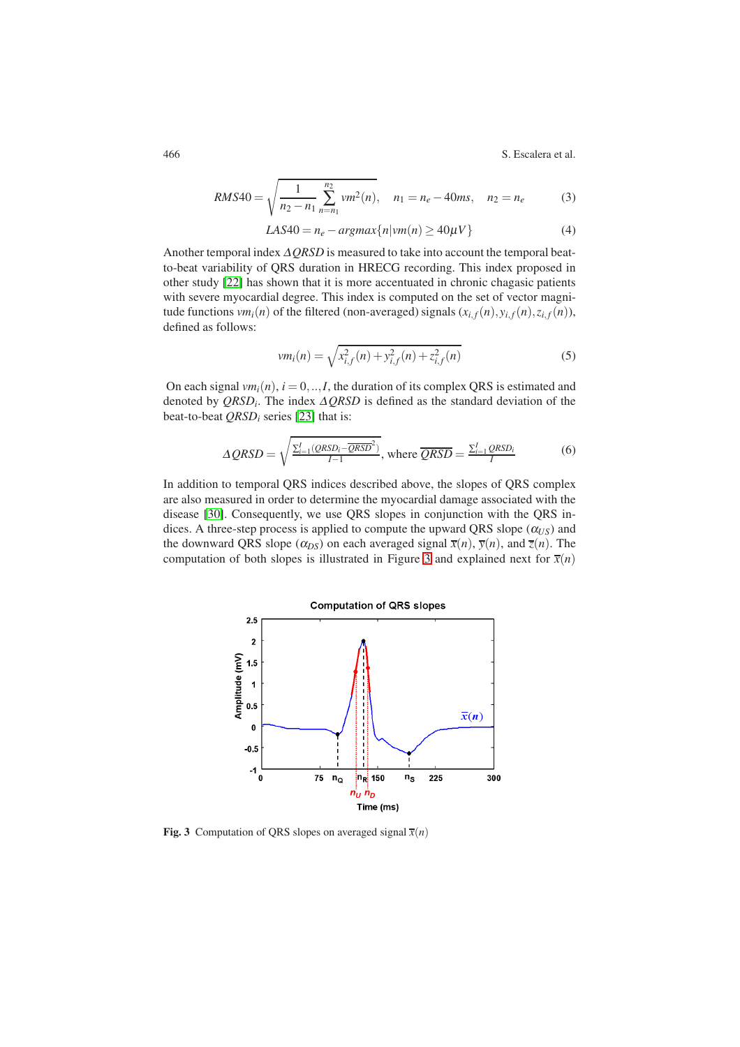$$RMS40 = \sqrt{\frac{1}{n_2 - n_1} \sum_{n=n_1}^{n_2} vm^2(n)}, \quad n_1 = n_e - 40ms, \quad n_2 = n_e \tag{3}$$

$$LAS40 = n_e - argmax\{n | vm(n) \geq 40\mu V\} \tag{4}$$

Another temporal index $\Delta QRSD$ is measured to take into account the temporal beat-to-beat variability of QRS duration in HRECG recording. This index proposed in other study [22] has shown that it is more accentuated in chronic chagasic patients with severe myocardial degree. This index is computed on the set of vector magnitude functions $vm_i(n)$ of the filtered (non-averaged) signals $(x_{i,f}(n), y_{i,f}(n), z_{i,f}(n))$, defined as follows:

$$vm_i(n) = \sqrt{x_{i,f}^2(n) + y_{i,f}^2(n) + z_{i,f}^2(n)} \tag{5}$$

On each signal $vm_i(n)$, $i = 0, .., I$, the duration of its complex QRS is estimated and denoted by $QRSD_i$. The index $\Delta QRSD$ is defined as the standard deviation of the beat-to-beat $QRSD_i$ series [23] that is:

$$\Delta QRSD = \sqrt{\frac{\sum_{i=1}^{I}(QRSD_i - \overline{QRSD}^2)}{I-1}}, \text{ where } \overline{QRSD} = \frac{\sum_{i=1}^{I} QRSD_i}{I} \tag{6}$$

In addition to temporal QRS indices described above, the slopes of QRS complex are also measured in order to determine the myocardial damage associated with the disease [30]. Consequently, we use QRS slopes in conjunction with the QRS indices. A three-step process is applied to compute the upward QRS slope ($\alpha_{US}$) and the downward QRS slope ($\alpha_{DS}$) on each averaged signal $\overline{x}(n)$, $\overline{y}(n)$, and $\overline{z}(n)$. The computation of both slopes is illustrated in Figure 3 and explained next for $\overline{x}(n)$

**Fig. 3** Computation of QRS slopes on averaged signal $\overline{x}(n)$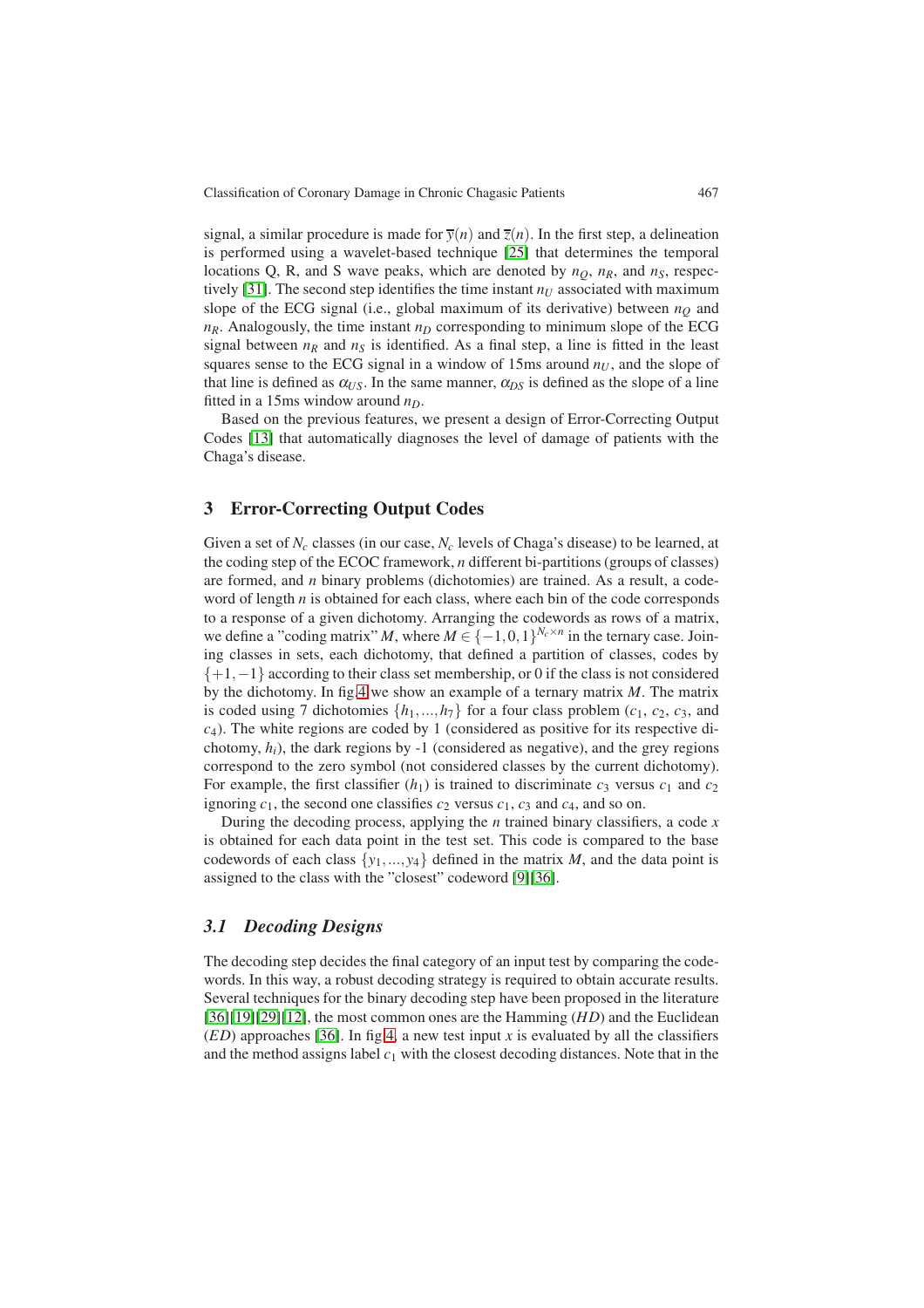signal, a similar procedure is made for $\overline{y}(n)$ and $\overline{z}(n)$. In the first step, a delineation is performed using a wavelet-based technique [25] that determines the temporal locations Q, R, and S wave peaks, which are denoted by $n_Q$, $n_R$, and $n_S$, respectively [31]. The second step identifies the time instant $n_U$ associated with maximum slope of the ECG signal (i.e., global maximum of its derivative) between $n_Q$ and $n_R$. Analogously, the time instant $n_D$ corresponding to minimum slope of the ECG signal between $n_R$ and $n_S$ is identified. As a final step, a line is fitted in the least squares sense to the ECG signal in a window of 15ms around $n_U$, and the slope of that line is defined as $\alpha_{US}$. In the same manner, $\alpha_{DS}$ is defined as the slope of a line fitted in a 15ms window around $n_D$.

Based on the previous features, we present a design of Error-Correcting Output Codes [13] that automatically diagnoses the level of damage of patients with the Chaga's disease.

## 3 Error-Correcting Output Codes

Given a set of $N_c$ classes (in our case, $N_c$ levels of Chaga's disease) to be learned, at the coding step of the ECOC framework, $n$ different bi-partitions (groups of classes) are formed, and $n$ binary problems (dichotomies) are trained. As a result, a codeword of length $n$ is obtained for each class, where each bin of the code corresponds to a response of a given dichotomy. Arranging the codewords as rows of a matrix, we define a "coding matrix" $M$, where $M \in \{-1,0,1\}^{N_c \times n}$ in the ternary case. Joining classes in sets, each dichotomy, that defined a partition of classes, codes by $\{+1,-1\}$ according to their class set membership, or 0 if the class is not considered by the dichotomy. In fig.4 we show an example of a ternary matrix $M$. The matrix is coded using 7 dichotomies $\{h_1,...,h_7\}$ for a four class problem ($c_1$, $c_2$, $c_3$, and $c_4$). The white regions are coded by 1 (considered as positive for its respective dichotomy, $h_i$), the dark regions by -1 (considered as negative), and the grey regions correspond to the zero symbol (not considered classes by the current dichotomy). For example, the first classifier ($h_1$) is trained to discriminate $c_3$ versus $c_1$ and $c_2$ ignoring $c_1$, the second one classifies $c_2$ versus $c_1$, $c_3$ and $c_4$, and so on.

During the decoding process, applying the $n$ trained binary classifiers, a code $x$ is obtained for each data point in the test set. This code is compared to the base codewords of each class $\{y_1,...,y_4\}$ defined in the matrix $M$, and the data point is assigned to the class with the "closest" codeword [9][36].

### 3.1 Decoding Designs

The decoding step decides the final category of an input test by comparing the codewords. In this way, a robust decoding strategy is required to obtain accurate results. Several techniques for the binary decoding step have been proposed in the literature [36][19][29][12], the most common ones are the Hamming ($HD$) and the Euclidean ($ED$) approaches [36]. In fig.4, a new test input $x$ is evaluated by all the classifiers and the method assigns label $c_1$ with the closest decoding distances. Note that in the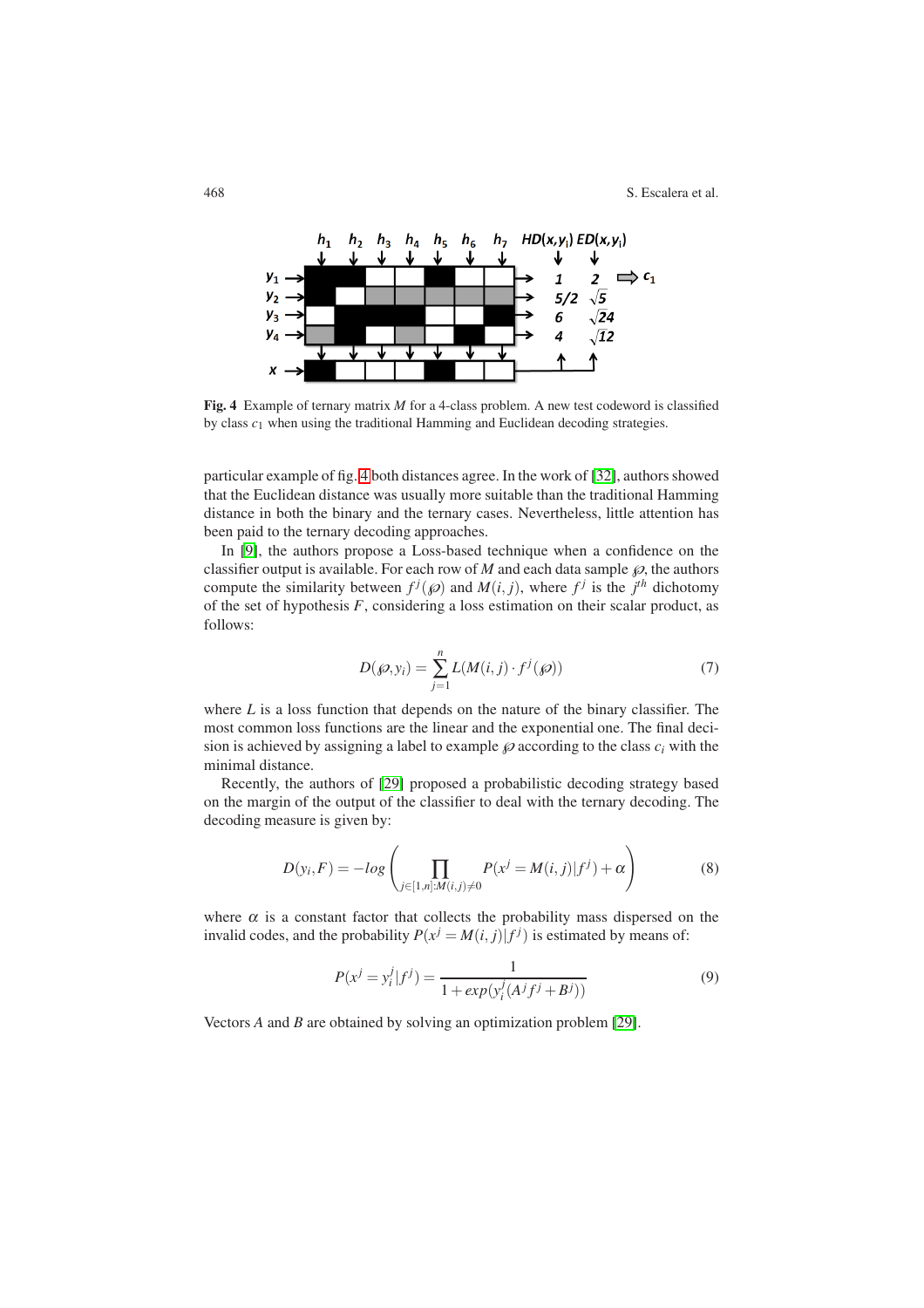**Fig. 4** Example of ternary matrix $M$ for a 4-class problem. A new test codeword is classified by class $c_1$ when using the traditional Hamming and Euclidean decoding strategies.

particular example of fig. 4 both distances agree. In the work of [32], authors showed that the Euclidean distance was usually more suitable than the traditional Hamming distance in both the binary and the ternary cases. Nevertheless, little attention has been paid to the ternary decoding approaches.

In [9], the authors propose a Loss-based technique when a confidence on the classifier output is available. For each row of $M$ and each data sample $\wp$, the authors compute the similarity between $f^j(\wp)$ and $M(i,j)$, where $f^j$ is the $j^{th}$ dichotomy of the set of hypothesis $F$, considering a loss estimation on their scalar product, as follows:

$$D(\wp, y_i) = \sum_{j=1}^{n} L(M(i,j) \cdot f^j(\wp)) \tag{7}$$

where $L$ is a loss function that depends on the nature of the binary classifier. The most common loss functions are the linear and the exponential one. The final decision is achieved by assigning a label to example $\wp$ according to the class $c_i$ with the minimal distance.

Recently, the authors of [29] proposed a probabilistic decoding strategy based on the margin of the output of the classifier to deal with the ternary decoding. The decoding measure is given by:

$$D(y_i, F) = -log\left(\prod_{j \in [1,n]: M(i,j) \neq 0} P(x^j = M(i,j)|f^j) + \alpha\right) \tag{8}$$

where $\alpha$ is a constant factor that collects the probability mass dispersed on the invalid codes, and the probability $P(x^j = M(i,j)|f^j)$ is estimated by means of:

$$P(x^j = y_i^j | f^j) = \frac{1}{1 + exp(y_i^j(A^j f^j + B^j))} \tag{9}$$

Vectors $A$ and $B$ are obtained by solving an optimization problem [29].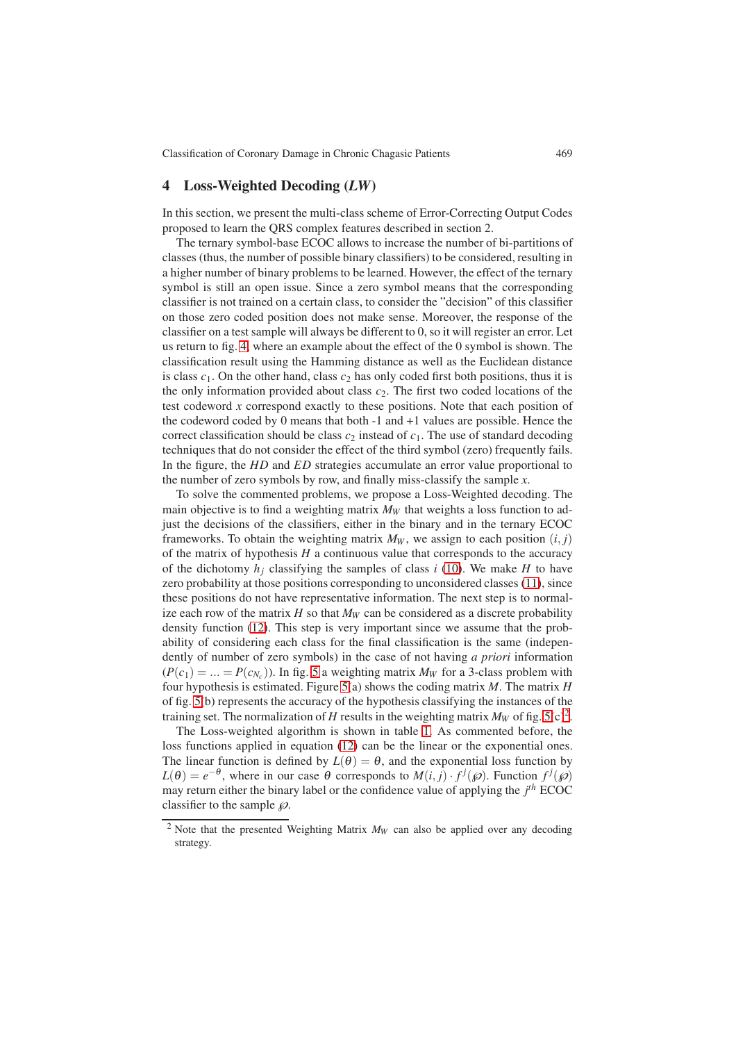## 4 Loss-Weighted Decoding (*LW*)

In this section, we present the multi-class scheme of Error-Correcting Output Codes proposed to learn the QRS complex features described in section 2.

The ternary symbol-base ECOC allows to increase the number of bi-partitions of classes (thus, the number of possible binary classifiers) to be considered, resulting in a higher number of binary problems to be learned. However, the effect of the ternary symbol is still an open issue. Since a zero symbol means that the corresponding classifier is not trained on a certain class, to consider the "decision" of this classifier on those zero coded position does not make sense. Moreover, the response of the classifier on a test sample will always be different to 0, so it will register an error. Let us return to fig. 4, where an example about the effect of the 0 symbol is shown. The classification result using the Hamming distance as well as the Euclidean distance is class $c_1$. On the other hand, class $c_2$ has only coded first both positions, thus it is the only information provided about class $c_2$. The first two coded locations of the test codeword $x$ correspond exactly to these positions. Note that each position of the codeword coded by 0 means that both -1 and +1 values are possible. Hence the correct classification should be class $c_2$ instead of $c_1$. The use of standard decoding techniques that do not consider the effect of the third symbol (zero) frequently fails. In the figure, the *HD* and *ED* strategies accumulate an error value proportional to the number of zero symbols by row, and finally miss-classify the sample $x$.

To solve the commented problems, we propose a Loss-Weighted decoding. The main objective is to find a weighting matrix $M_W$ that weights a loss function to adjust the decisions of the classifiers, either in the binary and in the ternary ECOC frameworks. To obtain the weighting matrix $M_W$, we assign to each position $(i, j)$ of the matrix of hypothesis $H$ a continuous value that corresponds to the accuracy of the dichotomy $h_j$ classifying the samples of class $i$ (10). We make $H$ to have zero probability at those positions corresponding to unconsidered classes (11), since these positions do not have representative information. The next step is to normalize each row of the matrix $H$ so that $M_W$ can be considered as a discrete probability density function (12). This step is very important since we assume that the probability of considering each class for the final classification is the same (independently of number of zero symbols) in the case of not having *a priori* information ($P(c_1) = ... = P(c_{N_c})$). In fig. 5 a weighting matrix $M_W$ for a 3-class problem with four hypothesis is estimated. Figure 5(a) shows the coding matrix $M$. The matrix $H$ of fig. 5(b) represents the accuracy of the hypothesis classifying the instances of the training set. The normalization of $H$ results in the weighting matrix $M_W$ of fig. 5(c)[2].

The Loss-weighted algorithm is shown in table 1. As commented before, the loss functions applied in equation (12) can be the linear or the exponential ones. The linear function is defined by $L(\theta) = \theta$, and the exponential loss function by $L(\theta) = e^{-\theta}$, where in our case $\theta$ corresponds to $M(i, j) \cdot f^j(\wp)$. Function $f^j(\wp)$ may return either the binary label or the confidence value of applying the $j^{th}$ ECOC classifier to the sample $\wp$.

[2] Note that the presented Weighting Matrix $M_W$ can also be applied over any decoding strategy.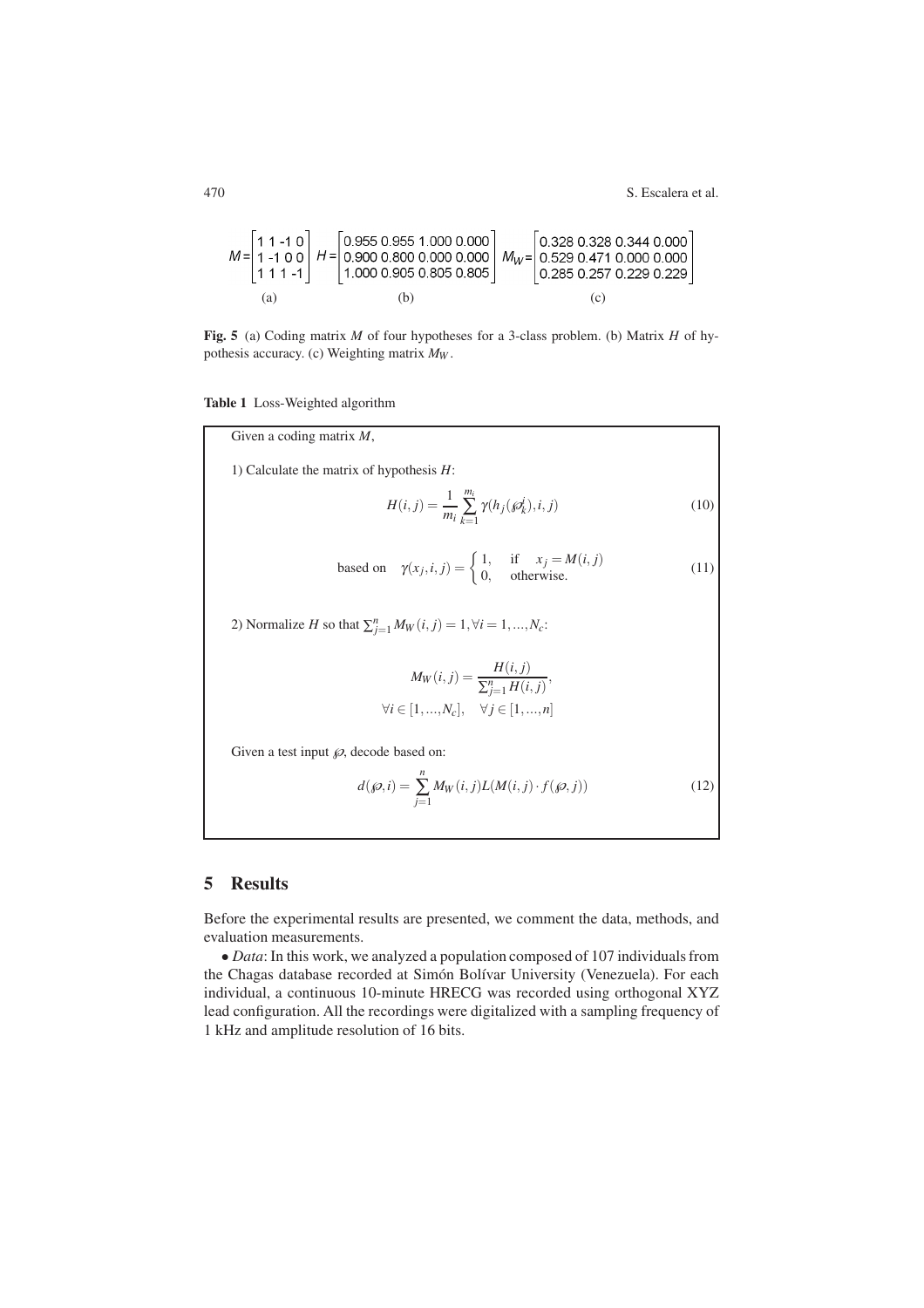$$M = \begin{bmatrix} 1 & 1 & -1 & 0 \\ 1 & -1 & 0 & 0 \\ 1 & 1 & 1 & -1 \end{bmatrix} \quad H = \begin{bmatrix} 0.955 & 0.955 & 1.000 & 0.000 \\ 0.900 & 0.800 & 0.000 & 0.000 \\ 1.000 & 0.905 & 0.805 & 0.805 \end{bmatrix} \quad M_W = \begin{bmatrix} 0.328 & 0.328 & 0.344 & 0.000 \\ 0.529 & 0.471 & 0.000 & 0.000 \\ 0.285 & 0.257 & 0.229 & 0.229 \end{bmatrix}$$

(a) (b) (c)

**Fig. 5** (a) Coding matrix $M$ of four hypotheses for a 3-class problem. (b) Matrix $H$ of hypothesis accuracy. (c) Weighting matrix $M_W$.

**Table 1** Loss-Weighted algorithm

Given a coding matrix $M$,

1) Calculate the matrix of hypothesis $H$:

$$H(i,j) = \frac{1}{m_i} \sum_{k=1}^{m_i} \gamma(h_j(\wp_k^i), i, j) \tag{10}$$

$$\text{based on} \quad \gamma(x_j, i, j) = \begin{cases} 1, & \text{if} \quad x_j = M(i,j) \\ 0, & \text{otherwise.} \end{cases} \tag{11}$$

2) Normalize $H$ so that $\sum_{j=1}^{n} M_W(i,j) = 1, \forall i = 1, ..., N_c$:

$$M_W(i,j) = \frac{H(i,j)}{\sum_{j=1}^{n} H(i,j)},$$
$$\forall i \in [1, ..., N_c], \quad \forall j \in [1, ..., n]$$

Given a test input $\wp$, decode based on:

$$d(\wp, i) = \sum_{j=1}^{n} M_W(i,j) L(M(i,j) \cdot f(\wp, j)) \tag{12}$$

## 5 Results

Before the experimental results are presented, we comment the data, methods, and evaluation measurements.

• *Data*: In this work, we analyzed a population composed of 107 individuals from the Chagas database recorded at Simón Bolívar University (Venezuela). For each individual, a continuous 10-minute HRECG was recorded using orthogonal XYZ lead configuration. All the recordings were digitalized with a sampling frequency of 1 kHz and amplitude resolution of 16 bits.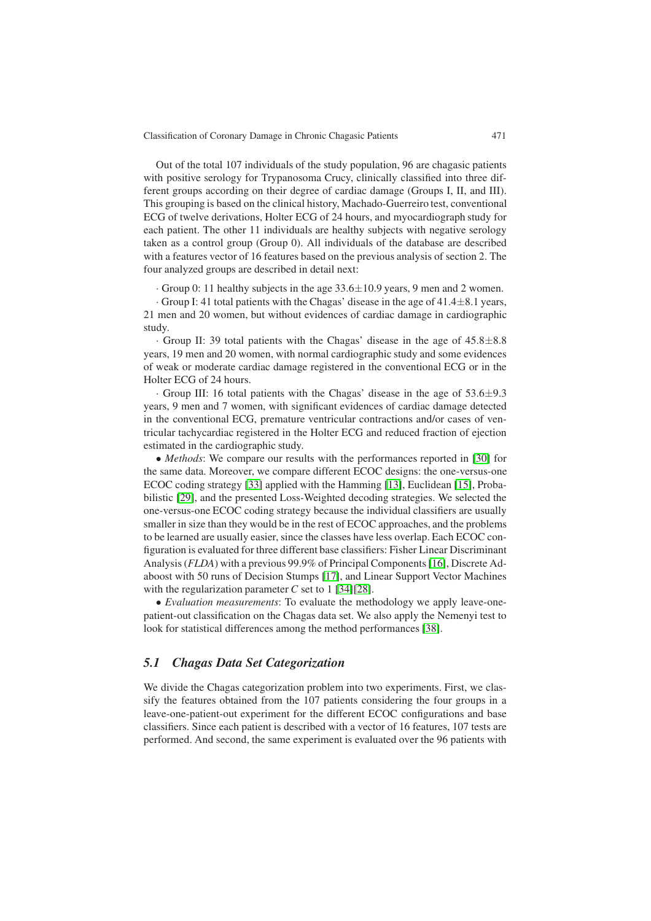Out of the total 107 individuals of the study population, 96 are chagasic patients with positive serology for Trypanosoma Crucy, clinically classified into three different groups according on their degree of cardiac damage (Groups I, II, and III). This grouping is based on the clinical history, Machado-Guerreiro test, conventional ECG of twelve derivations, Holter ECG of 24 hours, and myocardiograph study for each patient. The other 11 individuals are healthy subjects with negative serology taken as a control group (Group 0). All individuals of the database are described with a features vector of 16 features based on the previous analysis of section 2. The four analyzed groups are described in detail next:

· Group 0: 11 healthy subjects in the age $33.6 \pm 10.9$ years, 9 men and 2 women.

· Group I: 41 total patients with the Chagas' disease in the age of $41.4 \pm 8.1$ years, 21 men and 20 women, but without evidences of cardiac damage in cardiographic study.

· Group II: 39 total patients with the Chagas' disease in the age of $45.8 \pm 8.8$ years, 19 men and 20 women, with normal cardiographic study and some evidences of weak or moderate cardiac damage registered in the conventional ECG or in the Holter ECG of 24 hours.

· Group III: 16 total patients with the Chagas' disease in the age of $53.6 \pm 9.3$ years, 9 men and 7 women, with significant evidences of cardiac damage detected in the conventional ECG, premature ventricular contractions and/or cases of ventricular tachycardiac registered in the Holter ECG and reduced fraction of ejection estimated in the cardiographic study.

• *Methods*: We compare our results with the performances reported in [30] for the same data. Moreover, we compare different ECOC designs: the one-versus-one ECOC coding strategy [33] applied with the Hamming [13], Euclidean [15], Probabilistic [29], and the presented Loss-Weighted decoding strategies. We selected the one-versus-one ECOC coding strategy because the individual classifiers are usually smaller in size than they would be in the rest of ECOC approaches, and the problems to be learned are usually easier, since the classes have less overlap. Each ECOC configuration is evaluated for three different base classifiers: Fisher Linear Discriminant Analysis (*FLDA*) with a previous 99.9% of Principal Components [16], Discrete Adaboost with 50 runs of Decision Stumps [17], and Linear Support Vector Machines with the regularization parameter $C$ set to 1 [34][28].

• *Evaluation measurements*: To evaluate the methodology we apply leave-one-patient-out classification on the Chagas data set. We also apply the Nemenyi test to look for statistical differences among the method performances [38].

## 5.1 Chagas Data Set Categorization

We divide the Chagas categorization problem into two experiments. First, we classify the features obtained from the 107 patients considering the four groups in a leave-one-patient-out experiment for the different ECOC configurations and base classifiers. Since each patient is described with a vector of 16 features, 107 tests are performed. And second, the same experiment is evaluated over the 96 patients with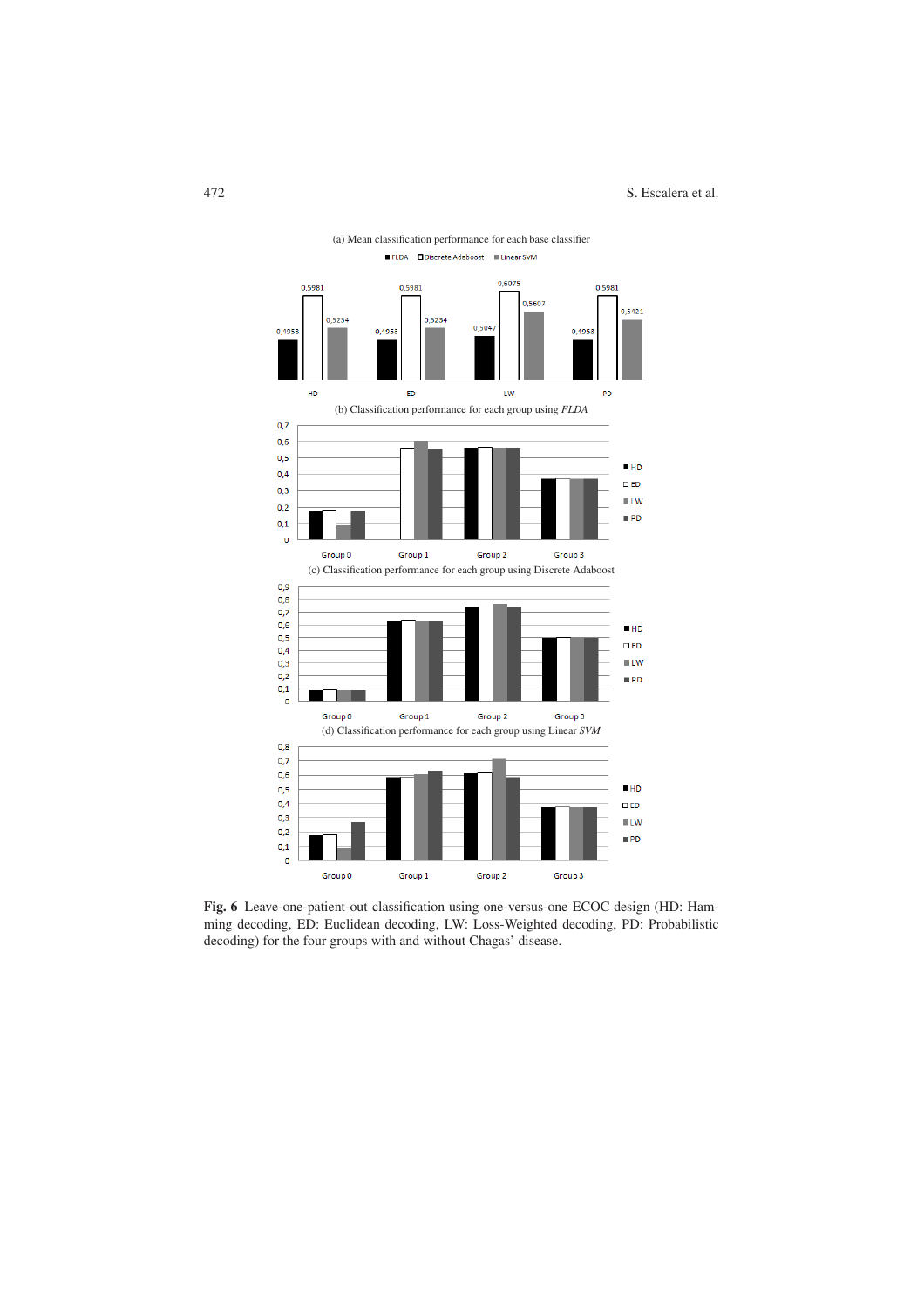(a) Mean classification performance for each base classifier

| | FLDA | Discrete Adaboost | Linear SVM |
|---|---|---|---|
| HD | 0,4953 | 0,5981 | 0,5234 |
| ED | 0,4953 | 0,5981 | 0,5234 |
| LW | 0,5047 | 0,6075 | 0,5607 |
| PD | 0,4953 | 0,5981 | 0,5421 |

(b) Classification performance for each group using *FLDA*

(c) Classification performance for each group using Discrete Adaboost

(d) Classification performance for each group using Linear *SVM*

**Fig. 6** Leave-one-patient-out classification using one-versus-one ECOC design (HD: Hamming decoding, ED: Euclidean decoding, LW: Loss-Weighted decoding, PD: Probabilistic decoding) for the four groups with and without Chagas' disease.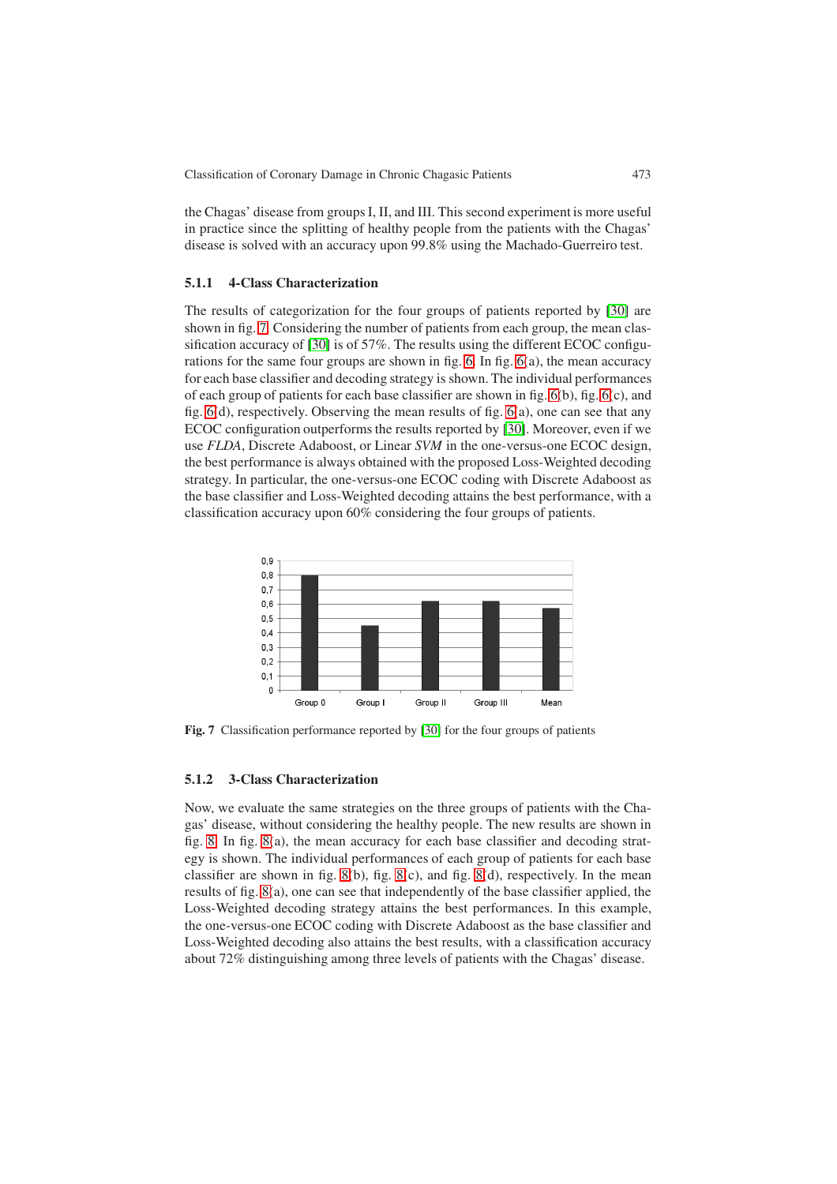the Chagas' disease from groups I, II, and III. This second experiment is more useful in practice since the splitting of healthy people from the patients with the Chagas' disease is solved with an accuracy upon 99.8% using the Machado-Guerreiro test.

### 5.1.1 4-Class Characterization

The results of categorization for the four groups of patients reported by [30] are shown in fig. 7. Considering the number of patients from each group, the mean classification accuracy of [30] is of 57%. The results using the different ECOC configurations for the same four groups are shown in fig. 6. In fig. 6(a), the mean accuracy for each base classifier and decoding strategy is shown. The individual performances of each group of patients for each base classifier are shown in fig. 6(b), fig. 6(c), and fig. 6(d), respectively. Observing the mean results of fig. 6(a), one can see that any ECOC configuration outperforms the results reported by [30]. Moreover, even if we use *FLDA*, Discrete Adaboost, or Linear *SVM* in the one-versus-one ECOC design, the best performance is always obtained with the proposed Loss-Weighted decoding strategy. In particular, the one-versus-one ECOC coding with Discrete Adaboost as the base classifier and Loss-Weighted decoding attains the best performance, with a classification accuracy upon 60% considering the four groups of patients.

**Fig. 7** Classification performance reported by [30] for the four groups of patients

### 5.1.2 3-Class Characterization

Now, we evaluate the same strategies on the three groups of patients with the Chagas' disease, without considering the healthy people. The new results are shown in fig. 8. In fig. 8(a), the mean accuracy for each base classifier and decoding strategy is shown. The individual performances of each group of patients for each base classifier are shown in fig. 8(b), fig. 8(c), and fig. 8(d), respectively. In the mean results of fig. 8(a), one can see that independently of the base classifier applied, the Loss-Weighted decoding strategy attains the best performances. In this example, the one-versus-one ECOC coding with Discrete Adaboost as the base classifier and Loss-Weighted decoding also attains the best results, with a classification accuracy about 72% distinguishing among three levels of patients with the Chagas' disease.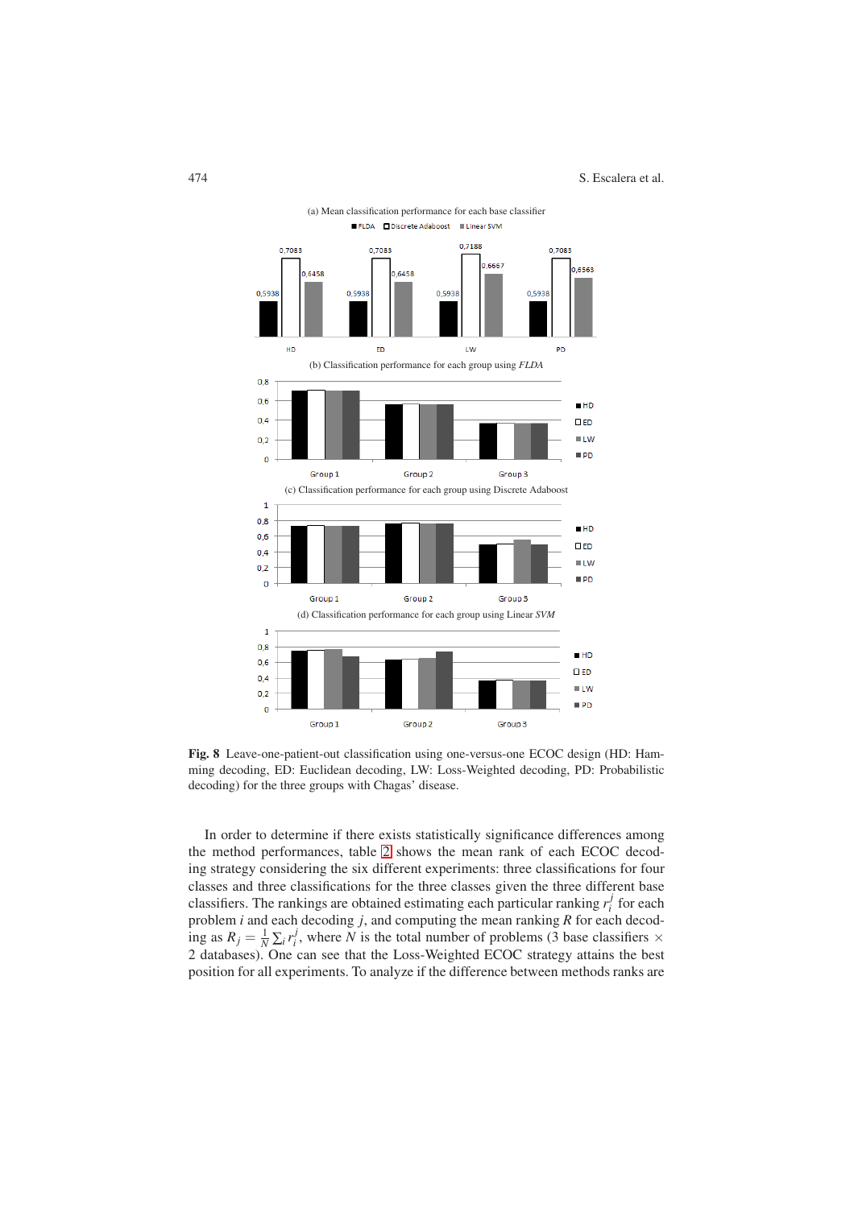(a) Mean classification performance for each base classifier

■ FLDA □ Discrete Adaboost ■ Linear SVM

| | FLDA | Discrete Adaboost | Linear SVM |
|---|---|---|---|
| HD | 0,5938 | 0,7083 | 0,6458 |
| ED | 0,5938 | 0,7083 | 0,6458 |
| LW | 0,5938 | 0,7188 | 0,6667 |
| PD | 0,5938 | 0,7083 | 0,6563 |

(b) Classification performance for each group using *FLDA*

(c) Classification performance for each group using Discrete Adaboost

(d) Classification performance for each group using Linear *SVM*

**Fig. 8** Leave-one-patient-out classification using one-versus-one ECOC design (HD: Hamming decoding, ED: Euclidean decoding, LW: Loss-Weighted decoding, PD: Probabilistic decoding) for the three groups with Chagas' disease.

In order to determine if there exists statistically significance differences among the method performances, table 2 shows the mean rank of each ECOC decoding strategy considering the six different experiments: three classifications for four classes and three classifications for the three classes given the three different base classifiers. The rankings are obtained estimating each particular ranking $r_i^j$ for each problem $i$ and each decoding $j$, and computing the mean ranking $R$ for each decoding as $R_j = \frac{1}{N}\sum_i r_i^j$, where $N$ is the total number of problems (3 base classifiers $\times$ 2 databases). One can see that the Loss-Weighted ECOC strategy attains the best position for all experiments. To analyze if the difference between methods ranks are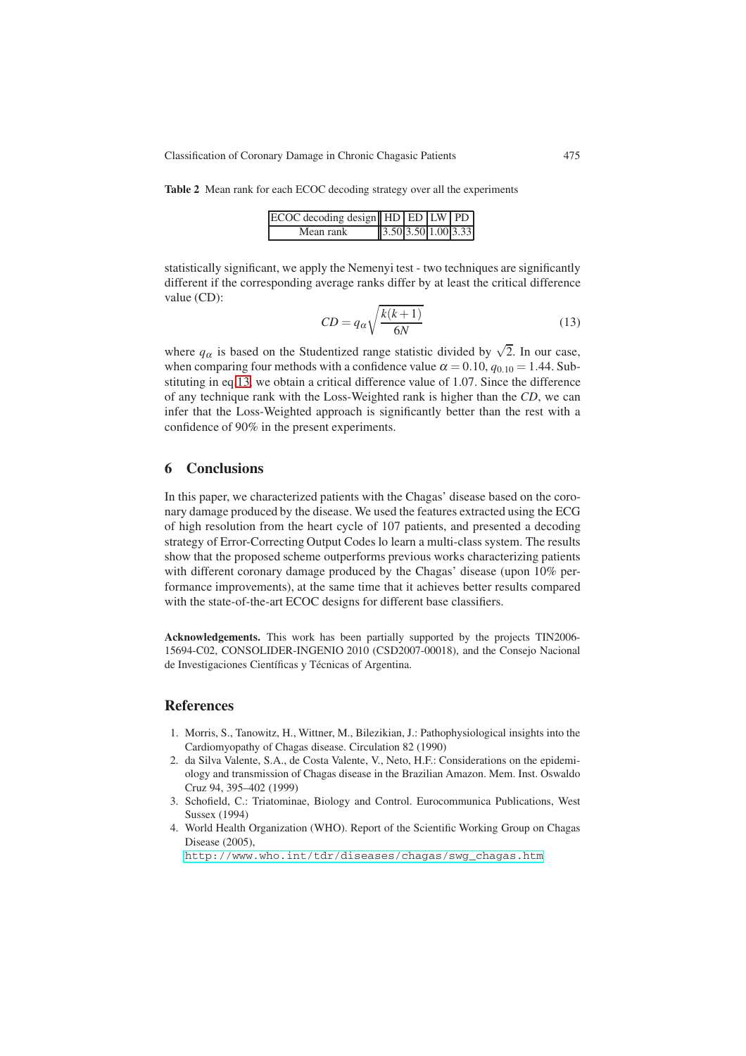**Table 2** Mean rank for each ECOC decoding strategy over all the experiments

| ECOC decoding design | HD | ED | LW | PD |
|---|---|---|---|---|
| Mean rank | 3.50 | 3.50 | 1.00 | 3.33 |

statistically significant, we apply the Nemenyi test - two techniques are significantly different if the corresponding average ranks differ by at least the critical difference value (CD):

$$CD = q_{\alpha}\sqrt{\frac{k(k+1)}{6N}} \tag{13}$$

where $q_{\alpha}$ is based on the Studentized range statistic divided by $\sqrt{2}$. In our case, when comparing four methods with a confidence value $\alpha = 0.10$, $q_{0.10} = 1.44$. Substituting in eq.13, we obtain a critical difference value of 1.07. Since the difference of any technique rank with the Loss-Weighted rank is higher than the $CD$, we can infer that the Loss-Weighted approach is significantly better than the rest with a confidence of 90% in the present experiments.

## 6 Conclusions

In this paper, we characterized patients with the Chagas' disease based on the coronary damage produced by the disease. We used the features extracted using the ECG of high resolution from the heart cycle of 107 patients, and presented a decoding strategy of Error-Correcting Output Codes lo learn a multi-class system. The results show that the proposed scheme outperforms previous works characterizing patients with different coronary damage produced by the Chagas' disease (upon 10% performance improvements), at the same time that it achieves better results compared with the state-of-the-art ECOC designs for different base classifiers.

**Acknowledgements.** This work has been partially supported by the projects TIN2006-15694-C02, CONSOLIDER-INGENIO 2010 (CSD2007-00018), and the Consejo Nacional de Investigaciones Científicas y Técnicas of Argentina.

## References

1. Morris, S., Tanowitz, H., Wittner, M., Bilezikian, J.: Pathophysiological insights into the Cardiomyopathy of Chagas disease. Circulation 82 (1990)
2. da Silva Valente, S.A., de Costa Valente, V., Neto, H.F.: Considerations on the epidemiology and transmission of Chagas disease in the Brazilian Amazon. Mem. Inst. Oswaldo Cruz 94, 395–402 (1999)
3. Schofield, C.: Triatominae, Biology and Control. Eurocommunica Publications, West Sussex (1994)
4. World Health Organization (WHO). Report of the Scientific Working Group on Chagas Disease (2005), http://www.who.int/tdr/diseases/chagas/swg_chagas.htm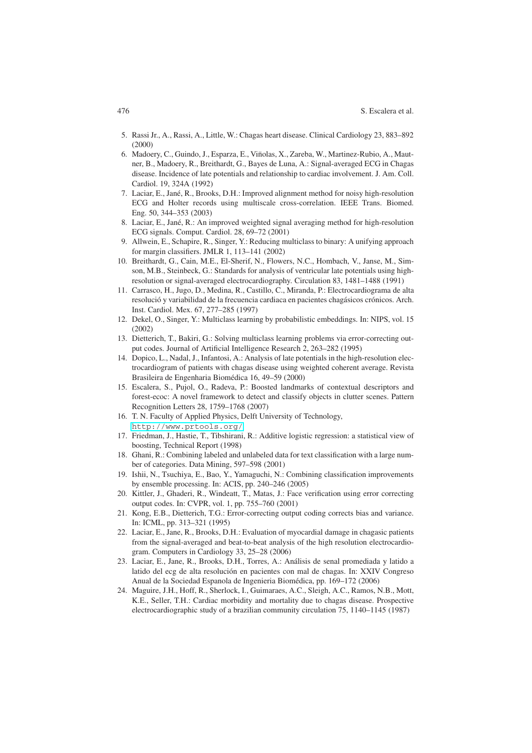5. Rassi Jr., A., Rassi, A., Little, W.: Chagas heart disease. Clinical Cardiology 23, 883–892 (2000)
6. Madoery, C., Guindo, J., Esparza, E., Viñolas, X., Zareba, W., Martinez-Rubio, A., Mautner, B., Madoery, R., Breithardt, G., Bayes de Luna, A.: Signal-averaged ECG in Chagas disease. Incidence of late potentials and relationship to cardiac involvement. J. Am. Coll. Cardiol. 19, 324A (1992)
7. Laciar, E., Jané, R., Brooks, D.H.: Improved alignment method for noisy high-resolution ECG and Holter records using multiscale cross-correlation. IEEE Trans. Biomed. Eng. 50, 344–353 (2003)
8. Laciar, E., Jané, R.: An improved weighted signal averaging method for high-resolution ECG signals. Comput. Cardiol. 28, 69–72 (2001)
9. Allwein, E., Schapire, R., Singer, Y.: Reducing multiclass to binary: A unifying approach for margin classifiers. JMLR 1, 113–141 (2002)
10. Breithardt, G., Cain, M.E., El-Sherif, N., Flowers, N.C., Hombach, V., Janse, M., Simson, M.B., Steinbeck, G.: Standards for analysis of ventricular late potentials using high-resolution or signal-averaged electrocardiography. Circulation 83, 1481–1488 (1991)
11. Carrasco, H., Jugo, D., Medina, R., Castillo, C., Miranda, P.: Electrocardiograma de alta resolució y variabilidad de la frecuencia cardiaca en pacientes chagásicos crónicos. Arch. Inst. Cardiol. Mex. 67, 277–285 (1997)
12. Dekel, O., Singer, Y.: Multiclass learning by probabilistic embeddings. In: NIPS, vol. 15 (2002)
13. Dietterich, T., Bakiri, G.: Solving multiclass learning problems via error-correcting output codes. Journal of Artificial Intelligence Research 2, 263–282 (1995)
14. Dopico, L., Nadal, J., Infantosi, A.: Analysis of late potentials in the high-resolution electrocardiogram of patients with chagas disease using weighted coherent average. Revista Brasileira de Engenharia Biomédica 16, 49–59 (2000)
15. Escalera, S., Pujol, O., Radeva, P.: Boosted landmarks of contextual descriptors and forest-ecoc: A novel framework to detect and classify objects in clutter scenes. Pattern Recognition Letters 28, 1759–1768 (2007)
16. T. N. Faculty of Applied Physics, Delft University of Technology, http://www.prtools.org/
17. Friedman, J., Hastie, T., Tibshirani, R.: Additive logistic regression: a statistical view of boosting, Technical Report (1998)
18. Ghani, R.: Combining labeled and unlabeled data for text classification with a large number of categories. Data Mining, 597–598 (2001)
19. Ishii, N., Tsuchiya, E., Bao, Y., Yamaguchi, N.: Combining classification improvements by ensemble processing. In: ACIS, pp. 240–246 (2005)
20. Kittler, J., Ghaderi, R., Windeatt, T., Matas, J.: Face verification using error correcting output codes. In: CVPR, vol. 1, pp. 755–760 (2001)
21. Kong, E.B., Dietterich, T.G.: Error-correcting output coding corrects bias and variance. In: ICML, pp. 313–321 (1995)
22. Laciar, E., Jane, R., Brooks, D.H.: Evaluation of myocardial damage in chagasic patients from the signal-averaged and beat-to-beat analysis of the high resolution electrocardiogram. Computers in Cardiology 33, 25–28 (2006)
23. Laciar, E., Jane, R., Brooks, D.H., Torres, A.: Análisis de senal promediada y latido a latido del ecg de alta resolución en pacientes con mal de chagas. In: XXIV Congreso Anual de la Sociedad Espanola de Ingenieria Biomédica, pp. 169–172 (2006)
24. Maguire, J.H., Hoff, R., Sherlock, I., Guimaraes, A.C., Sleigh, A.C., Ramos, N.B., Mott, K.E., Seller, T.H.: Cardiac morbidity and mortality due to chagas disease. Prospective electrocardiographic study of a brazilian community circulation 75, 1140–1145 (1987)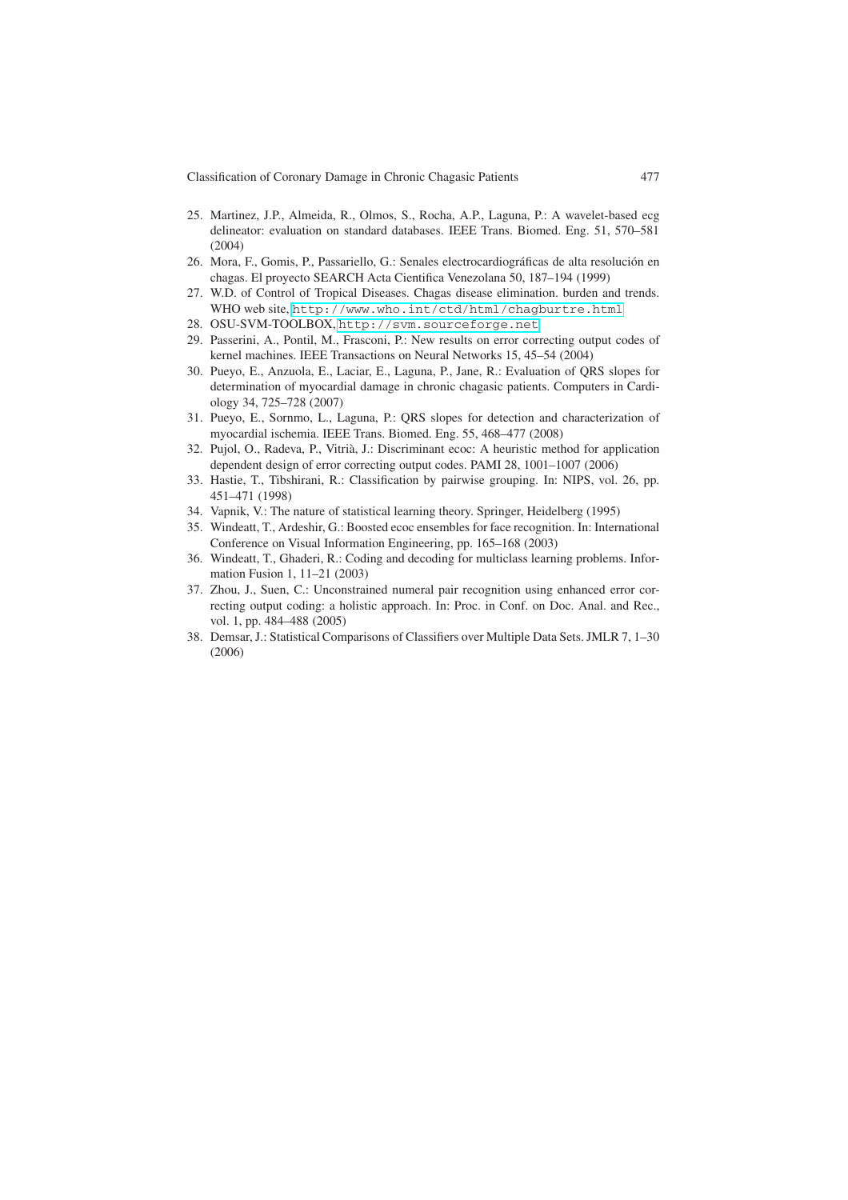25. Martinez, J.P., Almeida, R., Olmos, S., Rocha, A.P., Laguna, P.: A wavelet-based ecg delineator: evaluation on standard databases. IEEE Trans. Biomed. Eng. 51, 570–581 (2004)
26. Mora, F., Gomis, P., Passariello, G.: Senales electrocardiográficas de alta resolución en chagas. El proyecto SEARCH Acta Cientifica Venezolana 50, 187–194 (1999)
27. W.D. of Control of Tropical Diseases. Chagas disease elimination. burden and trends. WHO web site, http://www.who.int/ctd/html/chagburtre.html
28. OSU-SVM-TOOLBOX, http://svm.sourceforge.net
29. Passerini, A., Pontil, M., Frasconi, P.: New results on error correcting output codes of kernel machines. IEEE Transactions on Neural Networks 15, 45–54 (2004)
30. Pueyo, E., Anzuola, E., Laciar, E., Laguna, P., Jane, R.: Evaluation of QRS slopes for determination of myocardial damage in chronic chagasic patients. Computers in Cardiology 34, 725–728 (2007)
31. Pueyo, E., Sornmo, L., Laguna, P.: QRS slopes for detection and characterization of myocardial ischemia. IEEE Trans. Biomed. Eng. 55, 468–477 (2008)
32. Pujol, O., Radeva, P., Vitrià, J.: Discriminant ecoc: A heuristic method for application dependent design of error correcting output codes. PAMI 28, 1001–1007 (2006)
33. Hastie, T., Tibshirani, R.: Classification by pairwise grouping. In: NIPS, vol. 26, pp. 451–471 (1998)
34. Vapnik, V.: The nature of statistical learning theory. Springer, Heidelberg (1995)
35. Windeatt, T., Ardeshir, G.: Boosted ecoc ensembles for face recognition. In: International Conference on Visual Information Engineering, pp. 165–168 (2003)
36. Windeatt, T., Ghaderi, R.: Coding and decoding for multiclass learning problems. Information Fusion 1, 11–21 (2003)
37. Zhou, J., Suen, C.: Unconstrained numeral pair recognition using enhanced error correcting output coding: a holistic approach. In: Proc. in Conf. on Doc. Anal. and Rec., vol. 1, pp. 484–488 (2005)
38. Demsar, J.: Statistical Comparisons of Classifiers over Multiple Data Sets. JMLR 7, 1–30 (2006)